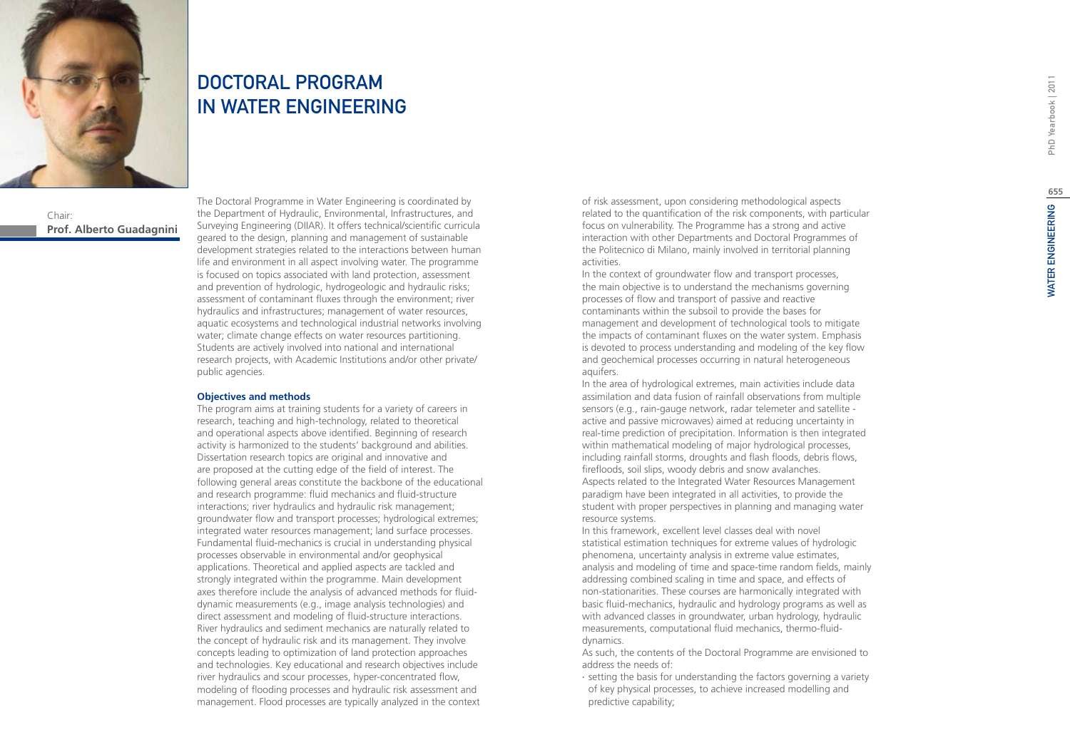# DOCTORAL PROGRAM IN WATER ENGINEERING

Chair:
**Prof. Alberto Guadagnini**

The Doctoral Programme in Water Engineering is coordinated by the Department of Hydraulic, Environmental, Infrastructures, and Surveying Engineering (DIIAR). It offers technical/scientific curricula geared to the design, planning and management of sustainable development strategies related to the interactions between human life and environment in all aspect involving water. The programme is focused on topics associated with land protection, assessment and prevention of hydrologic, hydrogeologic and hydraulic risks; assessment of contaminant fluxes through the environment; river hydraulics and infrastructures; management of water resources, aquatic ecosystems and technological industrial networks involving water; climate change effects on water resources partitioning. Students are actively involved into national and international research projects, with Academic Institutions and/or other private/public agencies.

**Objectives and methods**

The program aims at training students for a variety of careers in research, teaching and high-technology, related to theoretical and operational aspects above identified. Beginning of research activity is harmonized to the students' background and abilities. Dissertation research topics are original and innovative and are proposed at the cutting edge of the field of interest. The following general areas constitute the backbone of the educational and research programme: fluid mechanics and fluid-structure interactions; river hydraulics and hydraulic risk management; groundwater flow and transport processes; hydrological extremes; integrated water resources management; land surface processes.
Fundamental fluid-mechanics is crucial in understanding physical processes observable in environmental and/or geophysical applications. Theoretical and applied aspects are tackled and strongly integrated within the programme. Main development axes therefore include the analysis of advanced methods for fluid-dynamic measurements (e.g., image analysis technologies) and direct assessment and modeling of fluid-structure interactions.
River hydraulics and sediment mechanics are naturally related to the concept of hydraulic risk and its management. They involve concepts leading to optimization of land protection approaches and technologies. Key educational and research objectives include river hydraulics and scour processes, hyper-concentrated flow, modeling of flooding processes and hydraulic risk assessment and management. Flood processes are typically analyzed in the context of risk assessment, upon considering methodological aspects related to the quantification of the risk components, with particular focus on vulnerability. The Programme has a strong and active interaction with other Departments and Doctoral Programmes of the Politecnico di Milano, mainly involved in territorial planning activities.
In the context of groundwater flow and transport processes, the main objective is to understand the mechanisms governing processes of flow and transport of passive and reactive contaminants within the subsoil to provide the bases for management and development of technological tools to mitigate the impacts of contaminant fluxes on the water system. Emphasis is devoted to process understanding and modeling of the key flow and geochemical processes occurring in natural heterogeneous aquifers.
In the area of hydrological extremes, main activities include data assimilation and data fusion of rainfall observations from multiple sensors (e.g., rain-gauge network, radar telemeter and satellite - active and passive microwaves) aimed at reducing uncertainty in real-time prediction of precipitation. Information is then integrated within mathematical modeling of major hydrological processes, including rainfall storms, droughts and flash floods, debris flows, firefloods, soil slips, woody debris and snow avalanches.
Aspects related to the Integrated Water Resources Management paradigm have been integrated in all activities, to provide the student with proper perspectives in planning and managing water resource systems.
In this framework, excellent level classes deal with novel statistical estimation techniques for extreme values of hydrologic phenomena, uncertainty analysis in extreme value estimates, analysis and modeling of time and space-time random fields, mainly addressing combined scaling in time and space, and effects of non-stationarities. These courses are harmonically integrated with basic fluid-mechanics, hydraulic and hydrology programs as well as with advanced classes in groundwater, urban hydrology, hydraulic measurements, computational fluid mechanics, thermo-fluid-dynamics.
As such, the contents of the Doctoral Programme are envisioned to address the needs of:

- setting the basis for understanding the factors governing a variety of key physical processes, to achieve increased modelling and predictive capability;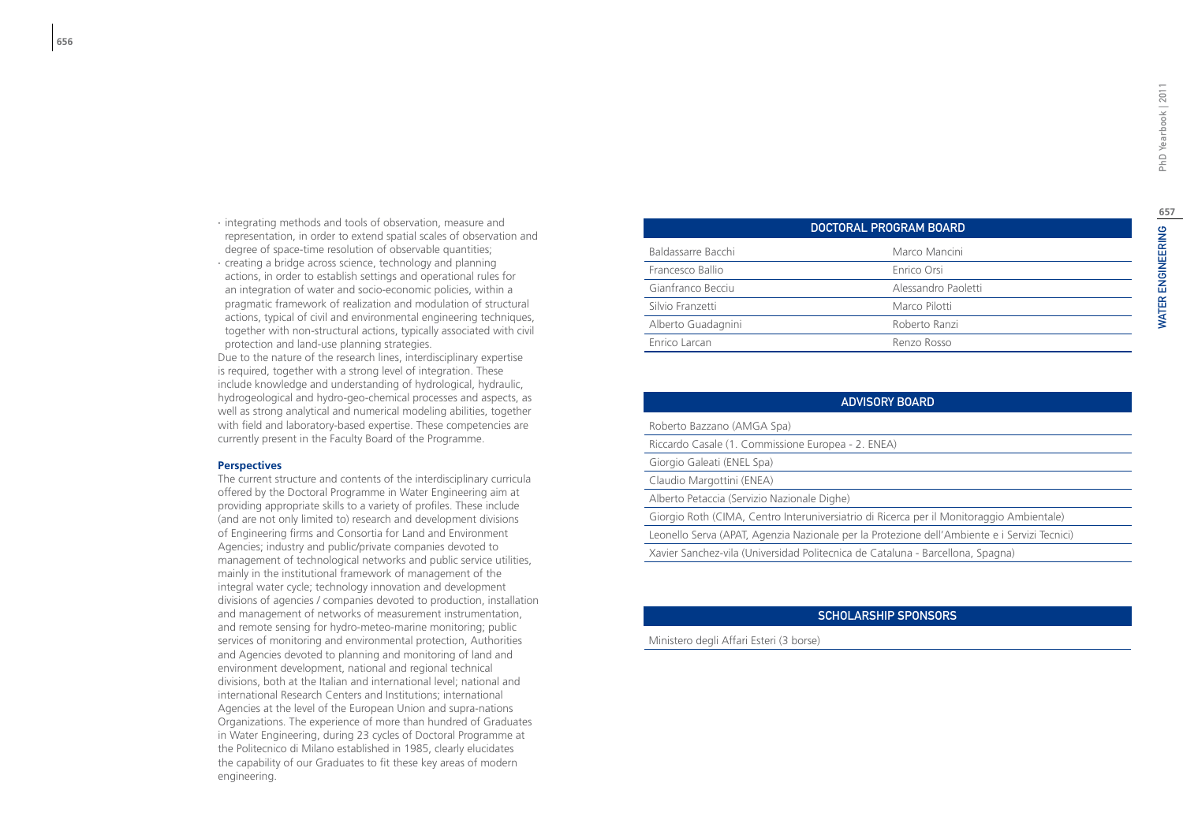- integrating methods and tools of observation, measure and representation, in order to extend spatial scales of observation and degree of space-time resolution of observable quantities;
- creating a bridge across science, technology and planning actions, in order to establish settings and operational rules for an integration of water and socio-economic policies, within a pragmatic framework of realization and modulation of structural actions, typical of civil and environmental engineering techniques, together with non-structural actions, typically associated with civil protection and land-use planning strategies.

Due to the nature of the research lines, interdisciplinary expertise is required, together with a strong level of integration. These include knowledge and understanding of hydrological, hydraulic, hydrogeological and hydro-geo-chemical processes and aspects, as well as strong analytical and numerical modeling abilities, together with field and laboratory-based expertise. These competencies are currently present in the Faculty Board of the Programme.

**Perspectives**

The current structure and contents of the interdisciplinary curricula offered by the Doctoral Programme in Water Engineering aim at providing appropriate skills to a variety of profiles. These include (and are not only limited to) research and development divisions of Engineering firms and Consortia for Land and Environment Agencies; industry and public/private companies devoted to management of technological networks and public service utilities, mainly in the institutional framework of management of the integral water cycle; technology innovation and development divisions of agencies / companies devoted to production, installation and management of networks of measurement instrumentation, and remote sensing for hydro-meteo-marine monitoring; public services of monitoring and environmental protection, Authorities and Agencies devoted to planning and monitoring of land and environment development, national and regional technical divisions, both at the Italian and international level; national and international Research Centers and Institutions; international Agencies at the level of the European Union and supra-nations Organizations. The experience of more than hundred of Graduates in Water Engineering, during 23 cycles of Doctoral Programme at the Politecnico di Milano established in 1985, clearly elucidates the capability of our Graduates to fit these key areas of modern engineering.

| DOCTORAL PROGRAM BOARD | |
|---|---|
| Baldassarre Bacchi | Marco Mancini |
| Francesco Ballio | Enrico Orsi |
| Gianfranco Becciu | Alessandro Paoletti |
| Silvio Franzetti | Marco Pilotti |
| Alberto Guadagnini | Roberto Ranzi |
| Enrico Larcan | Renzo Rosso |

| ADVISORY BOARD |
|---|
| Roberto Bazzano (AMGA Spa) |
| Riccardo Casale (1. Commissione Europea - 2. ENEA) |
| Giorgio Galeati (ENEL Spa) |
| Claudio Margottini (ENEA) |
| Alberto Petaccia (Servizio Nazionale Dighe) |
| Giorgio Roth (CIMA, Centro Interuniversiatrio di Ricerca per il Monitoraggio Ambientale) |
| Leonello Serva (APAT, Agenzia Nazionale per la Protezione dell'Ambiente e i Servizi Tecnici) |
| Xavier Sanchez-vila (Universidad Politecnica de Cataluna - Barcellona, Spagna) |

| SCHOLARSHIP SPONSORS |
|---|
| Ministero degli Affari Esteri (3 borse) |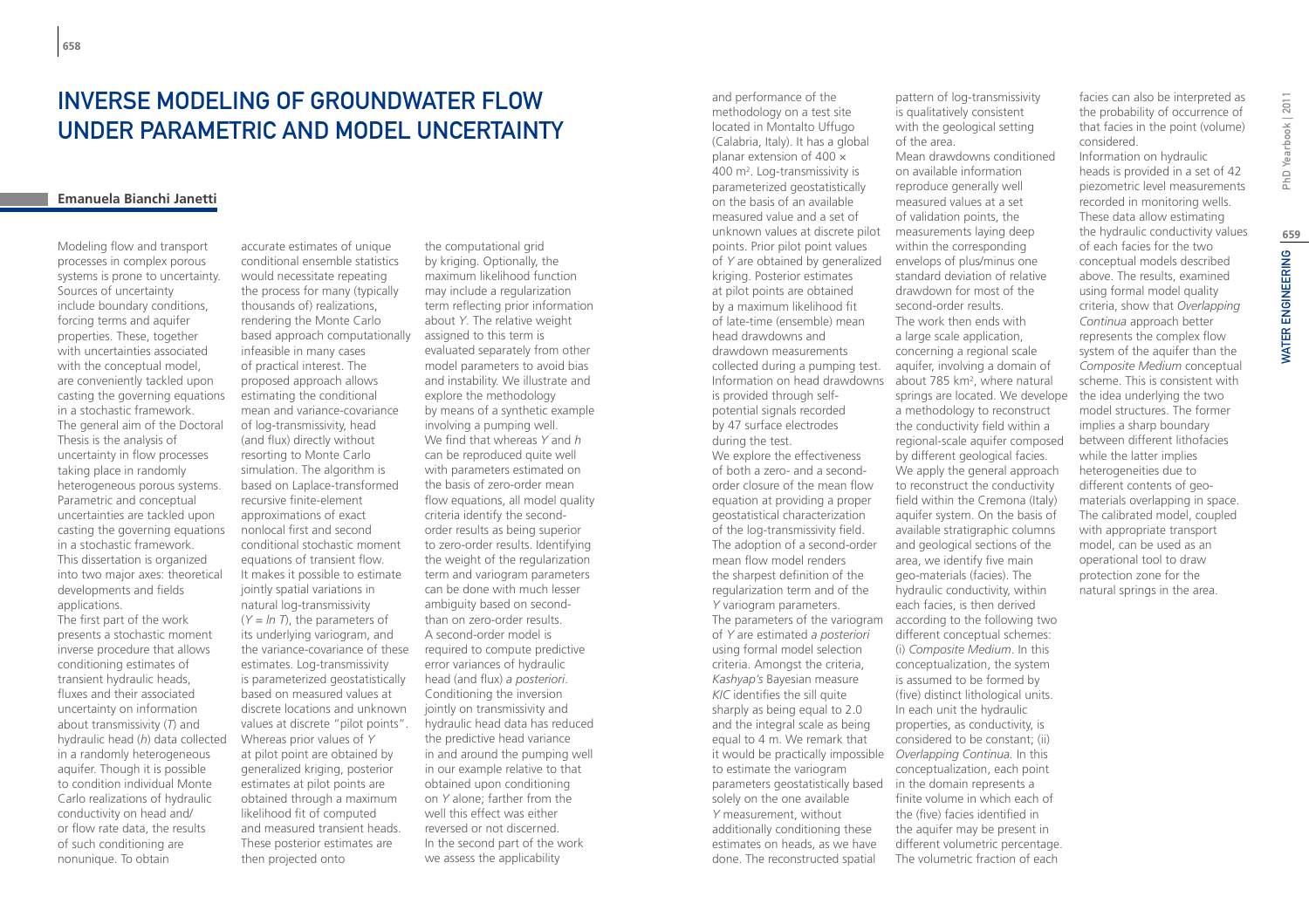# Inverse Modeling of Groundwater Flow under Parametric and Model Uncertainty

**Emanuela Bianchi Janetti**

Modeling flow and transport processes in complex porous systems is prone to uncertainty. Sources of uncertainty include boundary conditions, forcing terms and aquifer properties. These, together with uncertainties associated with the conceptual model, are conveniently tackled upon casting the governing equations in a stochastic framework. The general aim of the Doctoral Thesis is the analysis of uncertainty in flow processes taking place in randomly heterogeneous porous systems. Parametric and conceptual uncertainties are tackled upon casting the governing equations in a stochastic framework. This dissertation is organized into two major axes: theoretical developments and fields applications.

The first part of the work presents a stochastic moment inverse procedure that allows conditioning estimates of transient hydraulic heads, fluxes and their associated uncertainty on information about transmissivity ($T$) and hydraulic head ($h$) data collected in a randomly heterogeneous aquifer. Though it is possible to condition individual Monte Carlo realizations of hydraulic conductivity on head and/or flow rate data, the results of such conditioning are nonunique. To obtain accurate estimates of unique conditional ensemble statistics would necessitate repeating the process for many (typically thousands of) realizations, rendering the Monte Carlo based approach computationally infeasible in many cases of practical interest. The proposed approach allows estimating the conditional mean and variance-covariance of log-transmissivity, head (and flux) directly without resorting to Monte Carlo simulation. The algorithm is based on Laplace-transformed recursive finite-element approximations of exact nonlocal first and second conditional stochastic moment equations of transient flow. It makes it possible to estimate jointly spatial variations in natural log-transmissivity ($Y = \ln T$), the parameters of its underlying variogram, and the variance-covariance of these estimates. Log-transmissivity is parameterized geostatistically based on measured values at discrete locations and unknown values at discrete "pilot points". Whereas prior values of $Y$ at pilot point are obtained by generalized kriging, posterior estimates at pilot points are obtained through a maximum likelihood fit of computed and measured transient heads. These posterior estimates are then projected onto the computational grid by kriging. Optionally, the maximum likelihood function may include a regularization term reflecting prior information about $Y$. The relative weight assigned to this term is evaluated separately from other model parameters to avoid bias and instability. We illustrate and explore the methodology by means of a synthetic example involving a pumping well. We find that whereas $Y$ and $h$ can be reproduced quite well with parameters estimated on the basis of zero-order mean flow equations, all model quality criteria identify the second-order results as being superior to zero-order results. Identifying the weight of the regularization term and variogram parameters can be done with much lesser ambiguity based on second- than on zero-order results. A second-order model is required to compute predictive error variances of hydraulic head (and flux) *a posteriori*. Conditioning the inversion jointly on transmissivity and hydraulic head data has reduced the predictive head variance in and around the pumping well in our example relative to that obtained upon conditioning on $Y$ alone; farther from the well this effect was either reversed or not discerned.

In the second part of the work we assess the applicability and performance of the methodology on a test site located in Montalto Uffugo (Calabria, Italy). It has a global planar extension of 400 × 400 m$^2$. Log-transmissivity is parameterized geostatistically on the basis of an available measured value and a set of unknown values at discrete pilot points. Prior pilot point values of $Y$ are obtained by generalized kriging. Posterior estimates at pilot points are obtained by a maximum likelihood fit of late-time (ensemble) mean head drawdowns and drawdown measurements collected during a pumping test. Information on head drawdowns is provided through self-potential signals recorded by 47 surface electrodes during the test.

We explore the effectiveness of both a zero- and a second-order closure of the mean flow equation at providing a proper geostatistical characterization of the log-transmissivity field. The adoption of a second-order mean flow model renders the sharpest definition of the regularization term and of the $Y$ variogram parameters. The parameters of the variogram of $Y$ are estimated *a posteriori* using formal model selection criteria. Amongst the criteria, *Kashyap's* Bayesian measure *KIC* identifies the sill quite sharply as being equal to 2.0 and the integral scale as being equal to 4 m. We remark that it would be practically impossible to estimate the variogram parameters geostatistically based solely on the one available $Y$ measurement, without additionally conditioning these estimates on heads, as we have done. The reconstructed spatial pattern of log-transmissivity is qualitatively consistent with the geological setting of the area.

Mean drawdowns conditioned on available information reproduce generally well measured values at a set of validation points, the measurements laying deep within the corresponding envelops of plus/minus one standard deviation of relative drawdown for most of the second-order results.

The work then ends with a large scale application, concerning a regional scale aquifer, involving a domain of about 785 km$^2$, where natural springs are located. We develope a methodology to reconstruct the conductivity field within a regional-scale aquifer composed by different geological facies. We apply the general approach to reconstruct the conductivity field within the Cremona (Italy) aquifer system. On the basis of available stratigraphic columns and geological sections of the area, we identify five main geo-materials (facies). The hydraulic conductivity, within each facies, is then derived according to the following two different conceptual schemes: (i) *Composite Medium*. In this conceptualization, the system is assumed to be formed by (five) distinct lithological units. In each unit the hydraulic properties, as conductivity, is considered to be constant; (ii) *Overlapping Continua*. In this conceptualization, each point in the domain represents a finite volume in which each of the (five) facies identified in the aquifer may be present in different volumetric percentage. The volumetric fraction of each facies can also be interpreted as the probability of occurrence of that facies in the point (volume) considered.

Information on hydraulic heads is provided in a set of 42 piezometric level measurements recorded in monitoring wells. These data allow estimating the hydraulic conductivity values of each facies for the two conceptual models described above. The results, examined using formal model quality criteria, show that *Overlapping Continua* approach better represents the complex flow system of the aquifer than the *Composite Medium* conceptual scheme. This is consistent with the idea underlying the two model structures. The former implies a sharp boundary between different lithofacies while the latter implies heterogeneities due to different contents of geo-materials overlapping in space. The calibrated model, coupled with appropriate transport model, can be used as an operational tool to draw protection zone for the natural springs in the area.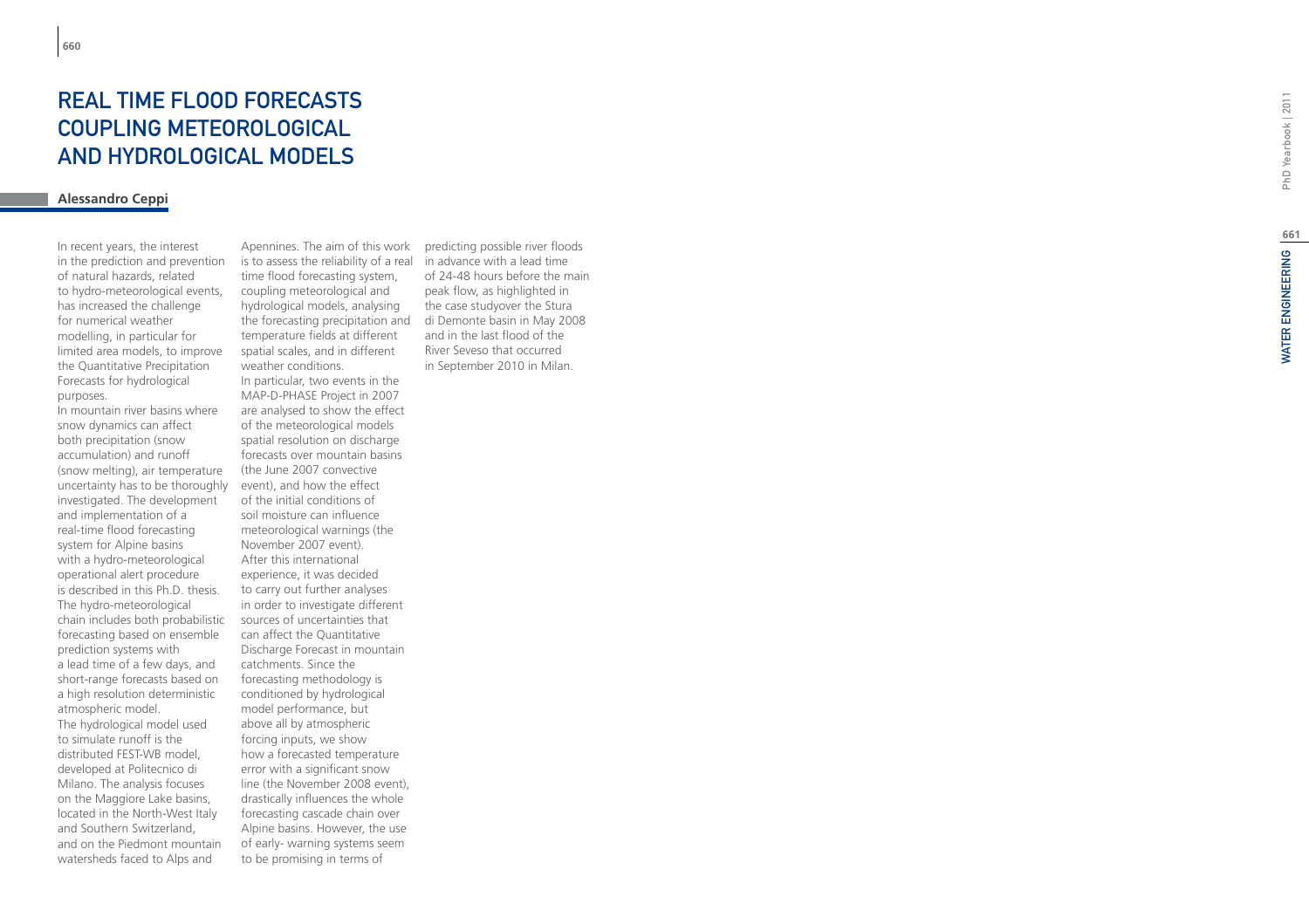# REAL TIME FLOOD FORECASTS COUPLING METEOROLOGICAL AND HYDROLOGICAL MODELS

**Alessandro Ceppi**

In recent years, the interest in the prediction and prevention of natural hazards, related to hydro-meteorological events, has increased the challenge for numerical weather modelling, in particular for limited area models, to improve the Quantitative Precipitation Forecasts for hydrological purposes.

In mountain river basins where snow dynamics can affect both precipitation (snow accumulation) and runoff (snow melting), air temperature uncertainty has to be thoroughly investigated. The development and implementation of a real-time flood forecasting system for Alpine basins with a hydro-meteorological operational alert procedure is described in this Ph.D. thesis.

The hydro-meteorological chain includes both probabilistic forecasting based on ensemble prediction systems with a lead time of a few days, and short-range forecasts based on a high resolution deterministic atmospheric model.

The hydrological model used to simulate runoff is the distributed FEST-WB model, developed at Politecnico di Milano. The analysis focuses on the Maggiore Lake basins, located in the North-West Italy and Southern Switzerland, and on the Piedmont mountain watersheds faced to Alps and Apennines. The aim of this work is to assess the reliability of a real time flood forecasting system, coupling meteorological and hydrological models, analysing the forecasting precipitation and temperature fields at different spatial scales, and in different weather conditions.

In particular, two events in the MAP-D-PHASE Project in 2007 are analysed to show the effect of the meteorological models spatial resolution on discharge forecasts over mountain basins (the June 2007 convective event), and how the effect of the initial conditions of soil moisture can influence meteorological warnings (the November 2007 event).

After this international experience, it was decided to carry out further analyses in order to investigate different sources of uncertainties that can affect the Quantitative Discharge Forecast in mountain catchments. Since the forecasting methodology is conditioned by hydrological model performance, but above all by atmospheric forcing inputs, we show how a forecasted temperature error with a significant snow line (the November 2008 event), drastically influences the whole forecasting cascade chain over Alpine basins. However, the use of early- warning systems seem to be promising in terms of predicting possible river floods in advance with a lead time of 24-48 hours before the main peak flow, as highlighted in the case studyover the Stura di Demonte basin in May 2008 and in the last flood of the River Seveso that occurred in September 2010 in Milan.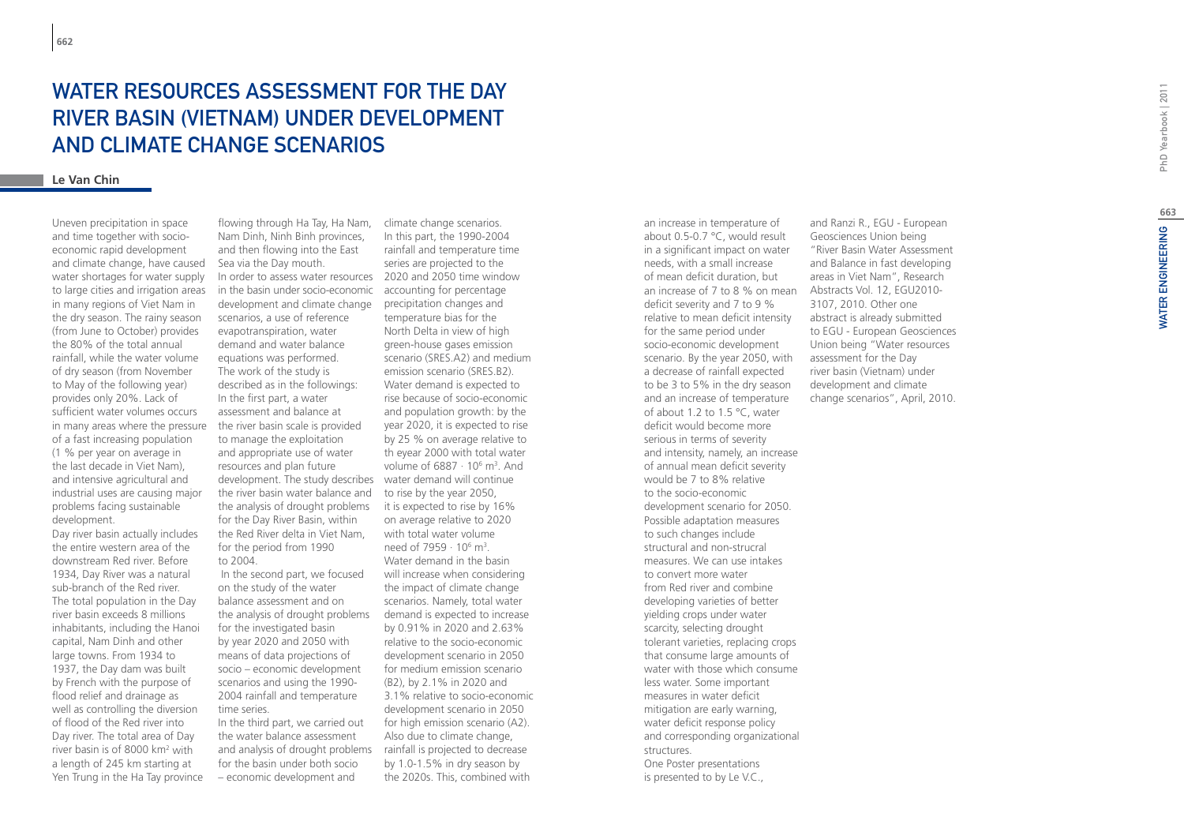# WATER RESOURCES ASSESSMENT FOR THE DAY RIVER BASIN (VIETNAM) UNDER DEVELOPMENT AND CLIMATE CHANGE SCENARIOS

**Le Van Chin**

Uneven precipitation in space and time together with socio-economic rapid development and climate change, have caused water shortages for water supply to large cities and irrigation areas in many regions of Viet Nam in the dry season. The rainy season (from June to October) provides the 80% of the total annual rainfall, while the water volume of dry season (from November to May of the following year) provides only 20%. Lack of sufficient water volumes occurs in many areas where the pressure of a fast increasing population (1 % per year on average in the last decade in Viet Nam), and intensive agricultural and industrial uses are causing major problems facing sustainable development.

Day river basin actually includes the entire western area of the downstream Red river. Before 1934, Day River was a natural sub-branch of the Red river. The total population in the Day river basin exceeds 8 millions inhabitants, including the Hanoi capital, Nam Dinh and other large towns. From 1934 to 1937, the Day dam was built by French with the purpose of flood relief and drainage as well as controlling the diversion of flood of the Red river into Day river. The total area of Day river basin is of 8000 km² with a length of 245 km starting at Yen Trung in the Ha Tay province flowing through Ha Tay, Ha Nam, Nam Dinh, Ninh Binh provinces, and then flowing into the East Sea via the Day mouth.

In order to assess water resources in the basin under socio-economic development and climate change scenarios, a use of reference evapotranspiration, water demand and water balance equations was performed.

The work of the study is described as in the followings:

In the first part, a water assessment and balance at the river basin scale is provided to manage the exploitation and appropriate use of water resources and plan future development. The study describes the river basin water balance and the analysis of drought problems for the Day River Basin, within the Red River delta in Viet Nam, for the period from 1990 to 2004.

In the second part, we focused on the study of the water balance assessment and on the analysis of drought problems for the investigated basin by year 2020 and 2050 with means of data projections of socio – economic development scenarios and using the 1990-2004 rainfall and temperature time series.

In the third part, we carried out the water balance assessment and analysis of drought problems for the basin under both socio – economic development and climate change scenarios. In this part, the 1990-2004 rainfall and temperature time series are projected to the 2020 and 2050 time window accounting for percentage precipitation changes and temperature bias for the North Delta in view of high green-house gases emission scenario (SRES.A2) and medium emission scenario (SRES.B2). Water demand is expected to rise because of socio-economic and population growth: by the year 2020, it is expected to rise by 25 % on average relative to th eyear 2000 with total water volume of 6887 · $10^6$ m³. And water demand will continue to rise by the year 2050, it is expected to rise by 16% on average relative to 2020 with total water volume need of 7959 · $10^6$ m³.

Water demand in the basin will increase when considering the impact of climate change scenarios. Namely, total water demand is expected to increase by 0.91% in 2020 and 2.63% relative to the socio-economic development scenario in 2050 for medium emission scenario (B2), by 2.1% in 2020 and 3.1% relative to socio-economic development scenario in 2050 for high emission scenario (A2). Also due to climate change, rainfall is projected to decrease by 1.0-1.5% in dry season by the 2020s. This, combined with an increase in temperature of about 0.5-0.7 °C, would result in a significant impact on water needs, with a small increase of mean deficit duration, but an increase of 7 to 8 % on mean deficit severity and 7 to 9 % relative to mean deficit intensity for the same period under socio-economic development scenario. By the year 2050, with a decrease of rainfall expected to be 3 to 5% in the dry season and an increase of temperature of about 1.2 to 1.5 °C, water deficit would become more serious in terms of severity and intensity, namely, an increase of annual mean deficit severity would be 7 to 8% relative to the socio-economic development scenario for 2050.

Possible adaptation measures to such changes include structural and non-strucral measures. We can use intakes to convert more water from Red river and combine developing varieties of better yielding crops under water scarcity, selecting drought tolerant varieties, replacing crops that consume large amounts of water with those which consume less water. Some important measures in water deficit mitigation are early warning, water deficit response policy and corresponding organizational structures.

One Poster presentations is presented to by Le V.C., and Ranzi R., EGU - European Geosciences Union being "River Basin Water Assessment and Balance in fast developing areas in Viet Nam", Research Abstracts Vol. 12, EGU2010-3107, 2010. Other one abstract is already submitted to EGU - European Geosciences Union being "Water resources assessment for the Day river basin (Vietnam) under development and climate change scenarios", April, 2010.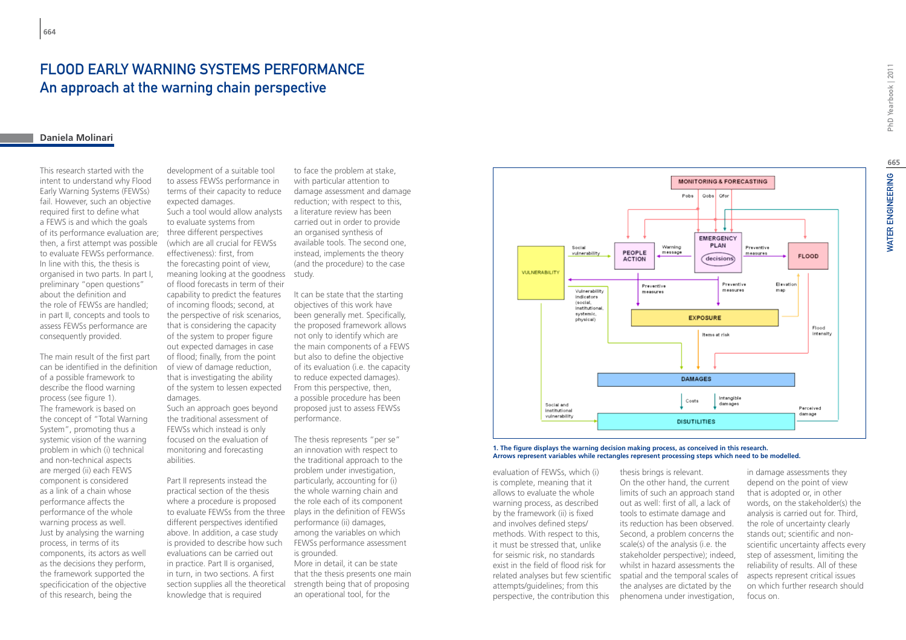# FLOOD EARLY WARNING SYSTEMS PERFORMANCE

## An approach at the warning chain perspective

**Daniela Molinari**

This research started with the intent to understand why Flood Early Warning Systems (FEWSs) fail. However, such an objective required first to define what a FEWS is and which the goals of its performance evaluation are; then, a first attempt was possible to evaluate FEWSs performance. In line with this, the thesis is organised in two parts. In part I, preliminary "open questions" about the definition and the role of FEWSs are handled; in part II, concepts and tools to assess FEWSs performance are consequently provided.

The main result of the first part can be identified in the definition of a possible framework to describe the flood warning process (see figure 1). The framework is based on the concept of "Total Warning System", promoting thus a systemic vision of the warning problem in which (i) technical and non-technical aspects are merged (ii) each FEWS component is considered as a link of a chain whose performance affects the performance of the whole warning process as well. Just by analysing the warning process, in terms of its components, its actors as well as the decisions they perform, the framework supported the specificication of the objective of this research, being the development of a suitable tool to assess FEWSs performance in terms of their capacity to reduce expected damages.

Such a tool would allow analysts to evaluate systems from three different perspectives (which are all crucial for FEWSs effectiveness): first, from the forecasting point of view, meaning looking at the goodness of flood forecasts in term of their capability to predict the features of incoming floods; second, at the perspective of risk scenarios, that is considering the capacity of the system to proper figure out expected damages in case of flood; finally, from the point of view of damage reduction, that is investigating the ability of the system to lessen expected damages.

Such an approach goes beyond the traditional assessment of FEWSs which instead is only focused on the evaluation of monitoring and forecasting abilities.

Part II represents instead the practical section of the thesis where a procedure is proposed to evaluate FEWSs from the three different perspectives identified above. In addition, a case study is provided to describe how such evaluations can be carried out in practice. Part II is organised, in turn, in two sections. A first section supplies all the theoretical knowledge that is required to face the problem at stake, with particular attention to damage assessment and damage reduction; with respect to this, a literature review has been carried out in order to provide an organised synthesis of available tools. The second one, instead, implements the theory (and the procedure) to the case study.

It can be state that the starting objectives of this work have been generally met. Specifically, the proposed framework allows not only to identify which are the main components of a FEWS but also to define the objective of its evaluation (i.e. the capacity to reduce expected damages). From this perspective, then, a possible procedure has been proposed just to assess FEWSs performance.

The thesis represents "per se" an innovation with respect to the traditional approach to the problem under investigation, particularly, accounting for (i) the whole warning chain and the role each of its component plays in the definition of FEWSs performance (ii) damages, among the variables on which FEWSs performance assessment is grounded.

More in detail, it can be state that the thesis presents one main strength being that of proposing an operational tool, for the evaluation of FEWSs, which (i) is complete, meaning that it allows to evaluate the whole warning process, as described by the framework (ii) is fixed and involves defined steps/methods. With respect to this, it must be stressed that, unlike for seismic risk, no standards exist in the field of flood risk for related analyses but few scientific attempts/guidelines; from this perspective, the contribution this thesis brings is relevant.

On the other hand, the current limits of such an approach stand out as well: first of all, a lack of tools to estimate damage and its reduction has been observed. Second, a problem concerns the scale(s) of the analysis (i.e. the stakeholder perspective); indeed, whilst in hazard assessments the spatial and the temporal scales of the analyses are dictated by the phenomena under investigation, in damage assessments they depend on the point of view that is adopted or, in other words, on the stakeholder(s) the analysis is carried out for. Third, the role of uncertainty clearly stands out; scientific and non-scientific uncertainty affects every step of assessment, limiting the reliability of results. All of these aspects represent critical issues on which further research should focus on.

**1. The figure displays the warning decision making process, as conceived in this research. Arrows represent variables while rectangles represent processing steps which need to be modelled.**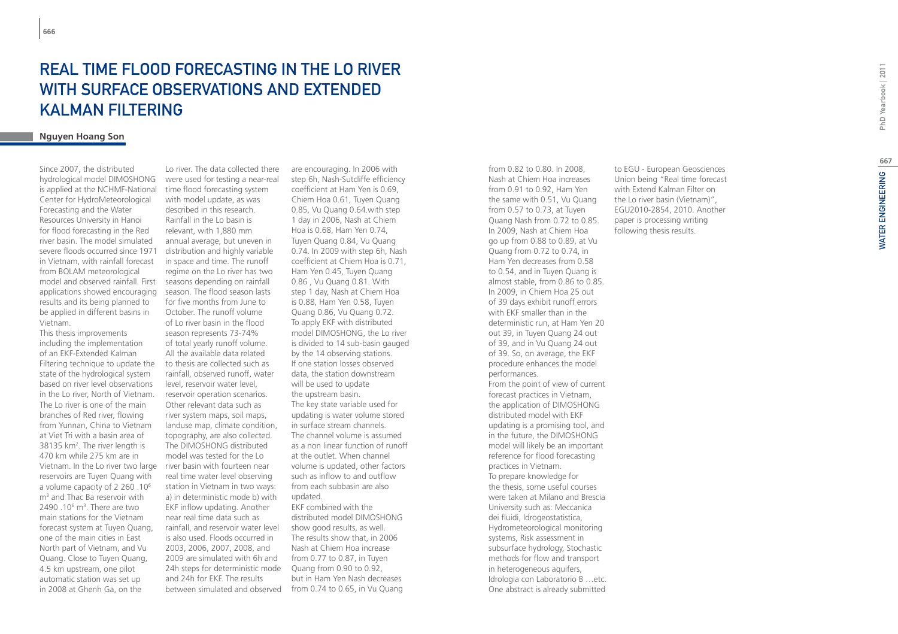# REAL TIME FLOOD FORECASTING IN THE LO RIVER WITH SURFACE OBSERVATIONS AND EXTENDED KALMAN FILTERING

**Nguyen Hoang Son**

Since 2007, the distributed hydrological model DIMOSHONG is applied at the NCHMF-National Center for HydroMeteorological Forecasting and the Water Resources University in Hanoi for flood forecasting in the Red river basin. The model simulated severe floods occurred since 1971 in Vietnam, with rainfall forecast from BOLAM meteorological model and observed rainfall. First applications showed encouraging results and its being planned to be applied in different basins in Vietnam.

This thesis improvements including the implementation of an EKF-Extended Kalman Filtering technique to update the state of the hydrological system based on river level observations in the Lo river, North of Vietnam. The Lo river is one of the main branches of Red river, flowing from Yunnan, China to Vietnam at Viet Tri with a basin area of 38135 km$^2$. The river length is 470 km while 275 km are in Vietnam. In the Lo river two large reservoirs are Tuyen Quang with a volume capacity of 2 260 .10$^6$ m$^3$ and Thac Ba reservoir with 2490 .10$^6$ m$^3$. There are two main stations for the Vietnam forecast system at Tuyen Quang, one of the main cities in East North part of Vietnam, and Vu Quang. Close to Tuyen Quang, 4.5 km upstream, one pilot automatic station was set up in 2008 at Ghenh Ga, on the Lo river. The data collected there were used for testing a near-real time flood forecasting system with model update, as was described in this research. Rainfall in the Lo basin is relevant, with 1,880 mm annual average, but uneven in distribution and highly variable in space and time. The runoff regime on the Lo river has two seasons depending on rainfall season. The flood season lasts for five months from June to October. The runoff volume of Lo river basin in the flood season represents 73-74% of total yearly runoff volume. All the available data related to thesis are collected such as rainfall, observed runoff, water level, reservoir water level, reservoir operation scenarios. Other relevant data such as river system maps, soil maps, landuse map, climate condition, topography, are also collected. The DIMOSHONG distributed model was tested for the Lo river basin with fourteen near real time water level observing station in Vietnam in two ways: a) in deterministic mode b) with EKF inflow updating. Another near real time data such as rainfall, and reservoir water level is also used. Floods occurred in 2003, 2006, 2007, 2008, and 2009 are simulated with 6h and 24h steps for deterministic mode and 24h for EKF. The results between simulated and observed are encouraging. In 2006 with step 6h, Nash-Sutcliffe efficiency coefficient at Ham Yen is 0.69, Chiem Hoa 0.61, Tuyen Quang 0.85, Vu Quang 0.64.with step 1 day in 2006, Nash at Chiem Hoa is 0.68, Ham Yen 0.74, Tuyen Quang 0.84, Vu Quang 0.74. In 2009 with step 6h, Nash coefficient at Chiem Hoa is 0.71, Ham Yen 0.45, Tuyen Quang 0.86 , Vu Quang 0.81. With step 1 day, Nash at Chiem Hoa is 0.88, Ham Yen 0.58, Tuyen Quang 0.86, Vu Quang 0.72. To apply EKF with distributed model DIMOSHONG, the Lo river is divided to 14 sub-basin gauged by the 14 observing stations. If one station losses observed data, the station downstream will be used to update the upstream basin. The key state variable used for updating is water volume stored in surface stream channels. The channel volume is assumed as a non linear function of runoff at the outlet. When channel volume is updated, other factors such as inflow to and outflow from each subbasin are also updated.

EKF combined with the distributed model DIMOSHONG show good results, as well. The results show that, in 2006 Nash at Chiem Hoa increase from 0.77 to 0.87, in Tuyen Quang from 0.90 to 0.92, but in Ham Yen Nash decreases from 0.74 to 0.65, in Vu Quang from 0.82 to 0.80. In 2008, Nash at Chiem Hoa increases from 0.91 to 0.92, Ham Yen the same with 0.51, Vu Quang from 0.57 to 0.73, at Tuyen Quang Nash from 0.72 to 0.85. In 2009, Nash at Chiem Hoa go up from 0.88 to 0.89, at Vu Quang from 0.72 to 0.74, in Ham Yen decreases from 0.58 to 0.54, and in Tuyen Quang is almost stable, from 0.86 to 0.85. In 2009, in Chiem Hoa 25 out of 39 days exhibit runoff errors with EKF smaller than in the deterministic run, at Ham Yen 20 out 39, in Tuyen Quang 24 out of 39, and in Vu Quang 24 out of 39. So, on average, the EKF procedure enhances the model performances.

From the point of view of current forecast practices in Vietnam, the application of DIMOSHONG distributed model with EKF updating is a promising tool, and in the future, the DIMOSHONG model will likely be an important reference for flood forecasting practices in Vietnam.

To prepare knowledge for the thesis, some useful courses were taken at Milano and Brescia University such as: Meccanica dei fluidi, Idrogeostatistica, Hydrometeorological monitoring systems, Risk assessment in subsurface hydrology, Stochastic methods for flow and transport in heterogeneous aquifers, Idrologia con Laboratorio B …etc. One abstract is already submitted to EGU - European Geosciences Union being "Real time forecast with Extend Kalman Filter on the Lo river basin (Vietnam)", EGU2010-2854, 2010. Another paper is processing writing following thesis results.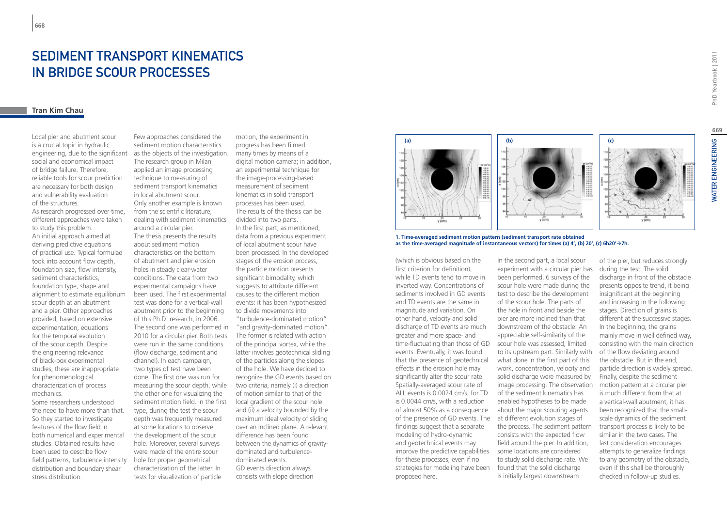# SEDIMENT TRANSPORT KINEMATICS IN BRIDGE SCOUR PROCESSES

**Tran Kim Chau**

Local pier and abutment scour is a crucial topic in hydraulic engineering, due to the significant social and economical impact of bridge failure. Therefore, reliable tools for scour prediction are necessary for both design and vulnerability evaluation of the structures.

As research progressed over time, different approaches were taken to study this problem.

An initial approach aimed at deriving predictive equations of practical use. Typical formulae took into account flow depth, foundation size, flow intensity, sediment characteristics, foundation type, shape and alignment to estimate equilibrium scour depth at an abutment and a pier. Other approaches provided, based on extensive experimentation, equations for the temporal evolution of the scour depth. Despite the engineering relevance of black-box experimental studies, these are inappropriate for phenomenological characterization of process mechanics.

Some researchers understood the need to have more than that. So they started to investigate features of the flow field in both numerical and experimental studies. Obtained results have been used to describe flow field patterns, turbulence intensity distribution and boundary shear stress distribution.

Few approaches considered the sediment motion characteristics as the objects of the investigation. The research group in Milan applied an image processing technique to measuring of sediment transport kinematics in local abutment scour. Only another example is known from the scientific literature, dealing with sediment kinematics around a circular pier.

The thesis presents the results about sediment motion characteristics on the bottom of abutment and pier erosion holes in steady clear-water conditions. The data from two experimental campaigns have been used. The first experimental test was done for a vertical-wall abutment prior to the beginning of this Ph.D. research, in 2006. The second one was performed in 2010 for a circular pier. Both tests were run in the same conditions (flow discharge, sediment and channel). In each campaign, two types of test have been done. The first one was run for measuring the scour depth, while the other one for visualizing the sediment motion field. In the first type, during the test the scour depth was frequently measured at some locations to observe the development of the scour hole. Moreover, several surveys were made of the entire scour hole for proper geometrical characterization of the latter. In tests for visualization of particle motion, the experiment in progress has been filmed many times by means of a digital motion camera; in addition, an experimental technique for the image-processing-based measurement of sediment kinematics in solid transport processes has been used.

The results of the thesis can be divided into two parts.

In the first part, as mentioned, data from a previous experiment of local abutment scour have been processed. In the developed stages of the erosion process, the particle motion presents significant bimodality, which suggests to attribute different causes to the different motion events: it has been hypothesized to divide movements into "turbulence-dominated motion" "and gravity-dominated motion". The former is related with action of the principal vortex, while the latter involves geotechnical sliding of the particles along the slopes of the hole. We have decided to recognize the GD events based on two criteria, namely (i) a direction of motion similar to that of the local gradient of the scour hole and (ii) a velocity bounded by the maximum ideal velocity of sliding over an inclined plane. A relevant difference has been found between the dynamics of gravity-dominated and turbulence-dominated events.

GD events direction always consists with slope direction (which is obvious based on the first criterion for definition), while TD events tend to move in inverted way. Concentrations of sediments involved in GD events and TD events are the same in magnitude and variation. On other hand, velocity and solid discharge of TD events are much greater and more space- and time-fluctuating than those of GD events. Eventually, it was found that the presence of geotechnical effects in the erosion hole may significantly alter the scour rate. Spatially-averaged scour rate of ALL events is 0.0024 cm/s, for TD is 0.0044 cm/s, with a reduction of almost 50% as a consequence of the presence of GD events. The findings suggest that a separate modeling of hydro-dynamic and geotechnical events may improve the predictive capabilities for these processes, even if no strategies for modeling have been proposed here.

**1. Time-averaged sediment motion pattern (sediment transport rate obtained as the time-averaged magnitude of instantaneous vectors) for times (a) 4', (b) 20', (c) 6h20'→7h.**

In the second part, a local scour experiment with a circular pier has been performed. 6 surveys of the scour hole were made during the test to describe the development of the scour hole. The parts of the hole in front and beside the pier are more inclined than that downstream of the obstacle. An appreciable self-similarity of the scour hole was assessed, limited to its upstream part. Similarly with what done in the first part of this work, concentration, velocity and solid discharge were measured by image processing. The observation of the sediment kinematics has enabled hypotheses to be made about the major scouring agents at different evolution stages of the process. The sediment pattern consists with the expected flow field around the pier. In addition, some locations are considered to study solid discharge rate. We found that the solid discharge is initially largest downstream of the pier, but reduces strongly during the test. The solid discharge in front of the obstacle presents opposite trend, it being insignificant at the beginning and increasing in the following stages. Direction of grains is different at the successive stages. In the beginning, the grains mainly move in well defined way, consisting with the main direction of the flow deviating around the obstacle. But in the end, particle direction is widely spread. Finally, despite the sediment motion pattern at a circular pier is much different from that at a vertical-wall abutment, it has been recognized that the small-scale dynamics of the sediment transport process is likely to be similar in the two cases. The last consideration encourages attempts to generalize findings to any geometry of the obstacle, even if this shall be thoroughly checked in follow-up studies.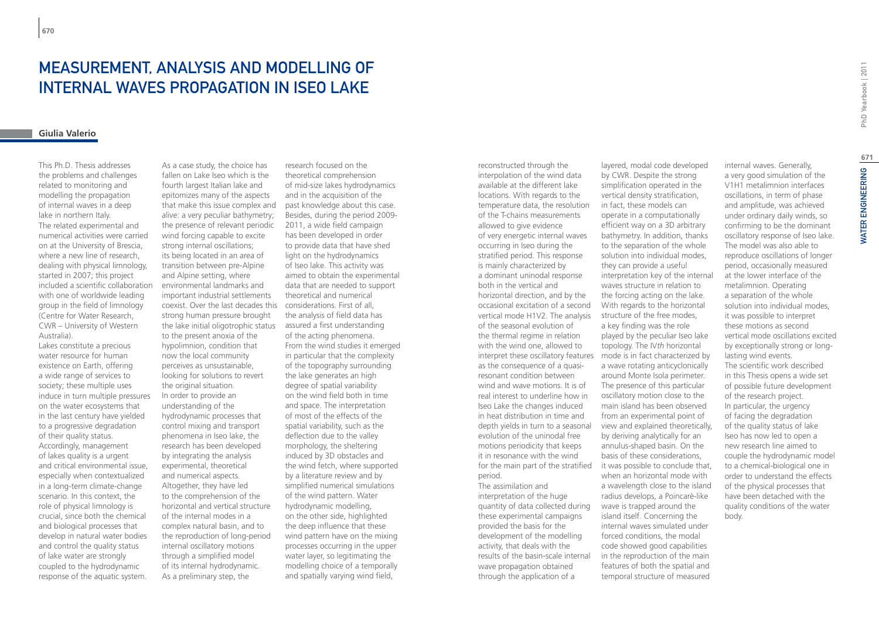# Measurement, Analysis and Modelling of Internal Waves Propagation in Iseo Lake

**Giulia Valerio**

This Ph.D. Thesis addresses the problems and challenges related to monitoring and modelling the propagation of internal waves in a deep lake in northern Italy. The related experimental and numerical activities were carried on at the University of Brescia, where a new line of research, dealing with physical limnology, started in 2007; this project included a scientific collaboration with one of worldwide leading group in the field of limnology (Centre for Water Research, CWR – University of Western Australia).

Lakes constitute a precious water resource for human existence on Earth, offering a wide range of services to society; these multiple uses induce in turn multiple pressures on the water ecosystems that in the last century have yielded to a progressive degradation of their quality status. Accordingly, management of lakes quality is a urgent and critical environmental issue, especially when contextualized in a long-term climate-change scenario. In this context, the role of physical limnology is crucial, since both the chemical and biological processes that develop in natural water bodies and control the quality status of lake water are strongly coupled to the hydrodynamic response of the aquatic system.

As a case study, the choice has fallen on Lake Iseo which is the fourth largest Italian lake and epitomizes many of the aspects that make this issue complex and alive: a very peculiar bathymetry; the presence of relevant periodic wind forcing capable to excite strong internal oscillations; its being located in an area of transition between pre-Alpine and Alpine setting, where environmental landmarks and important industrial settlements coexist. Over the last decades this strong human pressure brought the lake initial oligotrophic status to the present anoxia of the hypolimnion, condition that now the local community perceives as unsustainable, looking for solutions to revert the original situation.

In order to provide an understanding of the hydrodynamic processes that control mixing and transport phenomena in Iseo lake, the research has been developed by integrating the analysis experimental, theoretical and numerical aspects. Altogether, they have led to the comprehension of the horizontal and vertical structure of the internal modes in a complex natural basin, and to the reproduction of long-period internal oscillatory motions through a simplified model of its internal hydrodynamic.

As a preliminary step, the research focused on the theoretical comprehension of mid-size lakes hydrodynamics and in the acquisition of the past knowledge about this case. Besides, during the period 2009-2011, a wide field campaign has been developed in order to provide data that have shed light on the hydrodynamics of Iseo lake. This activity was aimed to obtain the experimental data that are needed to support theoretical and numerical considerations. First of all, the analysis of field data has assured a first understanding of the acting phenomena. From the wind studies it emerged in particular that the complexity of the topography surrounding the lake generates an high degree of spatial variability on the wind field both in time and space. The interpretation of most of the effects of the spatial variability, such as the deflection due to the valley morphology, the sheltering induced by 3D obstacles and the wind fetch, where supported by a literature review and by simplified numerical simulations of the wind pattern. Water hydrodynamic modelling, on the other side, highlighted the deep influence that these wind pattern have on the mixing processes occurring in the upper water layer, so legitimating the modelling choice of a temporally and spatially varying wind field, reconstructed through the interpolation of the wind data available at the different lake locations. With regards to the temperature data, the resolution of the T-chains measurements allowed to give evidence of very energetic internal waves occurring in Iseo during the stratified period. This response is mainly characterized by a dominant uninodal response both in the vertical and horizontal direction, and by the occasional excitation of a second vertical mode H1V2. The analysis of the seasonal evolution of the thermal regime in relation with the wind one, allowed to interpret these oscillatory features as the consequence of a quasi-resonant condition between wind and wave motions. It is of real interest to underline how in Iseo Lake the changes induced in heat distribution in time and depth yields in turn to a seasonal evolution of the uninodal free motions periodicity that keeps it in resonance with the wind for the main part of the stratified period.

The assimilation and interpretation of the huge quantity of data collected during these experimental campaigns provided the basis for the development of the modelling activity, that deals with the results of the basin-scale internal wave propagation obtained through the application of a layered, modal code developed by CWR. Despite the strong simplification operated in the vertical density stratification, in fact, these models can operate in a computationally efficient way on a 3D arbitrary bathymetry. In addition, thanks to the separation of the whole solution into individual modes, they can provide a useful interpretation key of the internal waves structure in relation to the forcing acting on the lake. With regards to the horizontal structure of the free modes, a key finding was the role played by the peculiar Iseo lake topology. The IV*th* horizontal mode is in fact characterized by a wave rotating anticyclonically around Monte Isola perimeter. The presence of this particular oscillatory motion close to the main island has been observed from an experimental point of view and explained theoretically, by deriving analytically for an annulus-shaped basin. On the basis of these considerations, it was possible to conclude that, when an horizontal mode with a wavelength close to the island radius develops, a Poincarè-like wave is trapped around the island itself. Concerning the internal waves simulated under forced conditions, the modal code showed good capabilities in the reproduction of the main features of both the spatial and temporal structure of measured internal waves. Generally, a very good simulation of the V1H1 metalimnion interfaces oscillations, in term of phase and amplitude, was achieved under ordinary daily winds, so confirming to be the dominant oscillatory response of Iseo lake. The model was also able to reproduce oscillations of longer period, occasionally measured at the lower interface of the metalimnion. Operating a separation of the whole solution into individual modes, it was possible to interpret these motions as second vertical mode oscillations excited by exceptionally strong or long-lasting wind events.

The scientific work described in this Thesis opens a wide set of possible future development of the research project. In particular, the urgency of facing the degradation of the quality status of lake Iseo has now led to open a new research line aimed to couple the hydrodynamic model to a chemical-biological one in order to understand the effects of the physical processes that have been detached with the quality conditions of the water body.